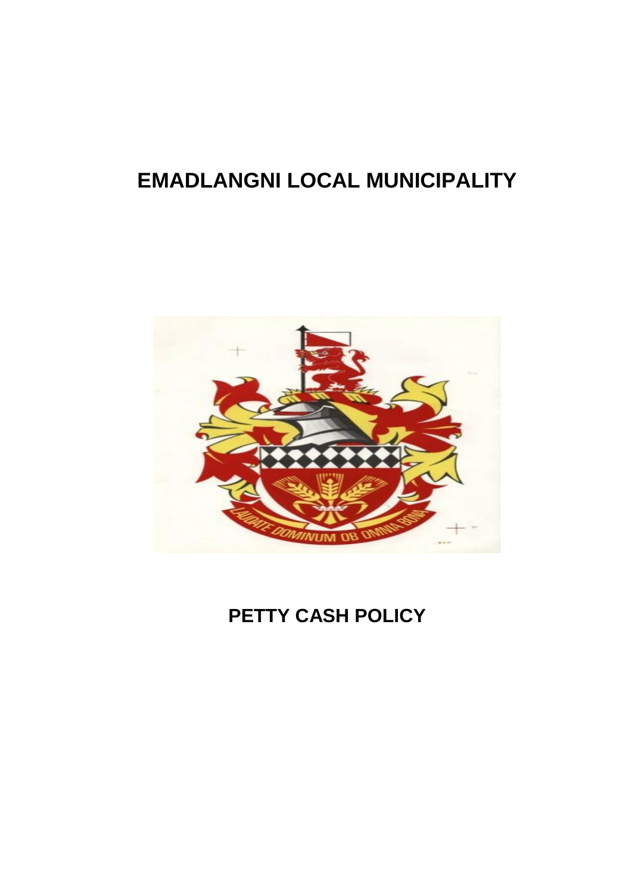# EMADLANGNI LOCAL MUNICIPALITY

# PETTY CASH POLICY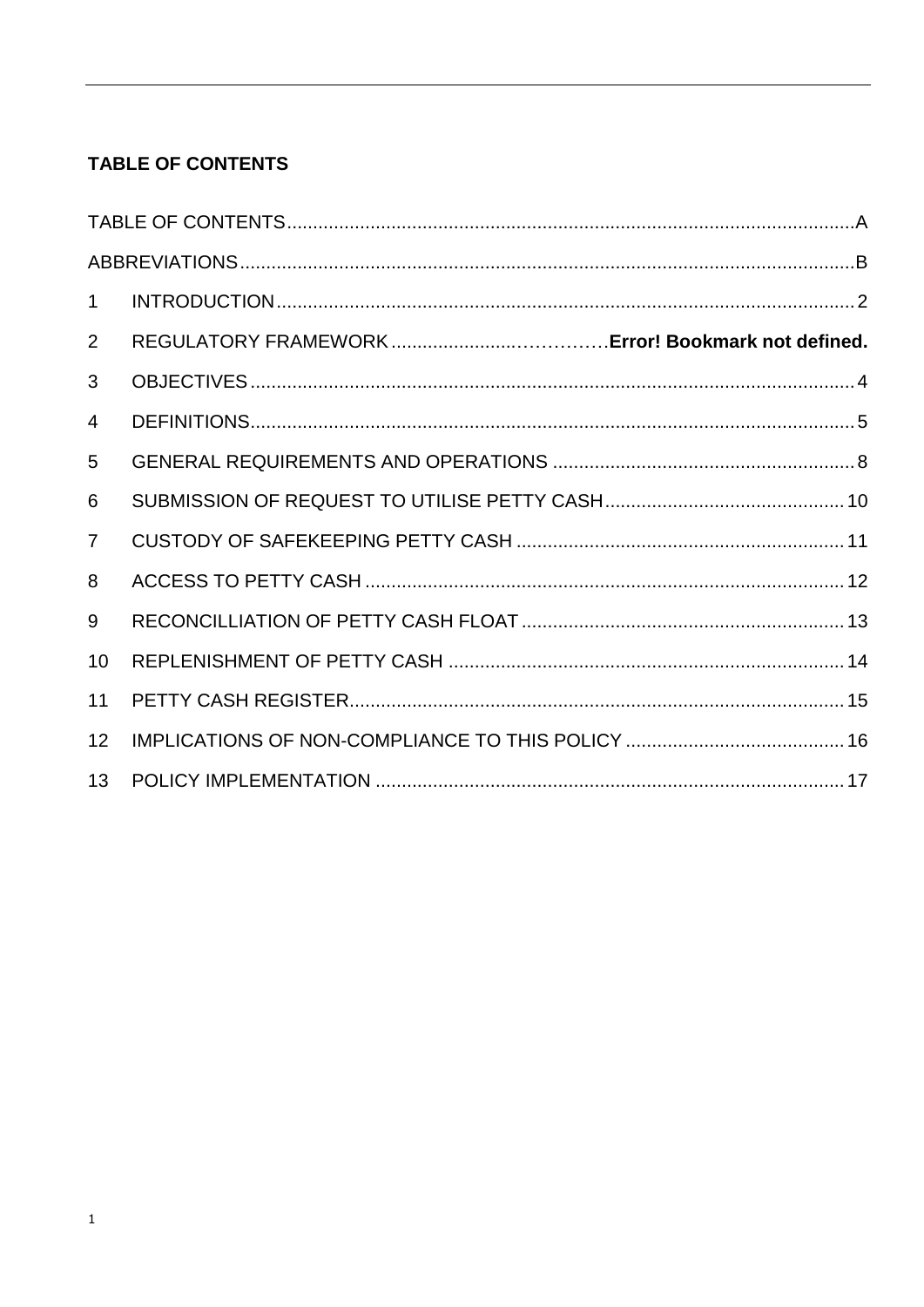**TABLE OF CONTENTS**

TABLE OF CONTENTS .......... A

ABBREVIATIONS .......... B

1 INTRODUCTION .......... 2

2 REGULATORY FRAMEWORK .......... **Error! Bookmark not defined.**

3 OBJECTIVES .......... 4

4 DEFINITIONS .......... 5

5 GENERAL REQUIREMENTS AND OPERATIONS .......... 8

6 SUBMISSION OF REQUEST TO UTILISE PETTY CASH .......... 10

7 CUSTODY OF SAFEKEEPING PETTY CASH .......... 11

8 ACCESS TO PETTY CASH .......... 12

9 RECONCILLIATION OF PETTY CASH FLOAT .......... 13

10 REPLENISHMENT OF PETTY CASH .......... 14

11 PETTY CASH REGISTER .......... 15

12 IMPLICATIONS OF NON-COMPLIANCE TO THIS POLICY .......... 16

13 POLICY IMPLEMENTATION .......... 17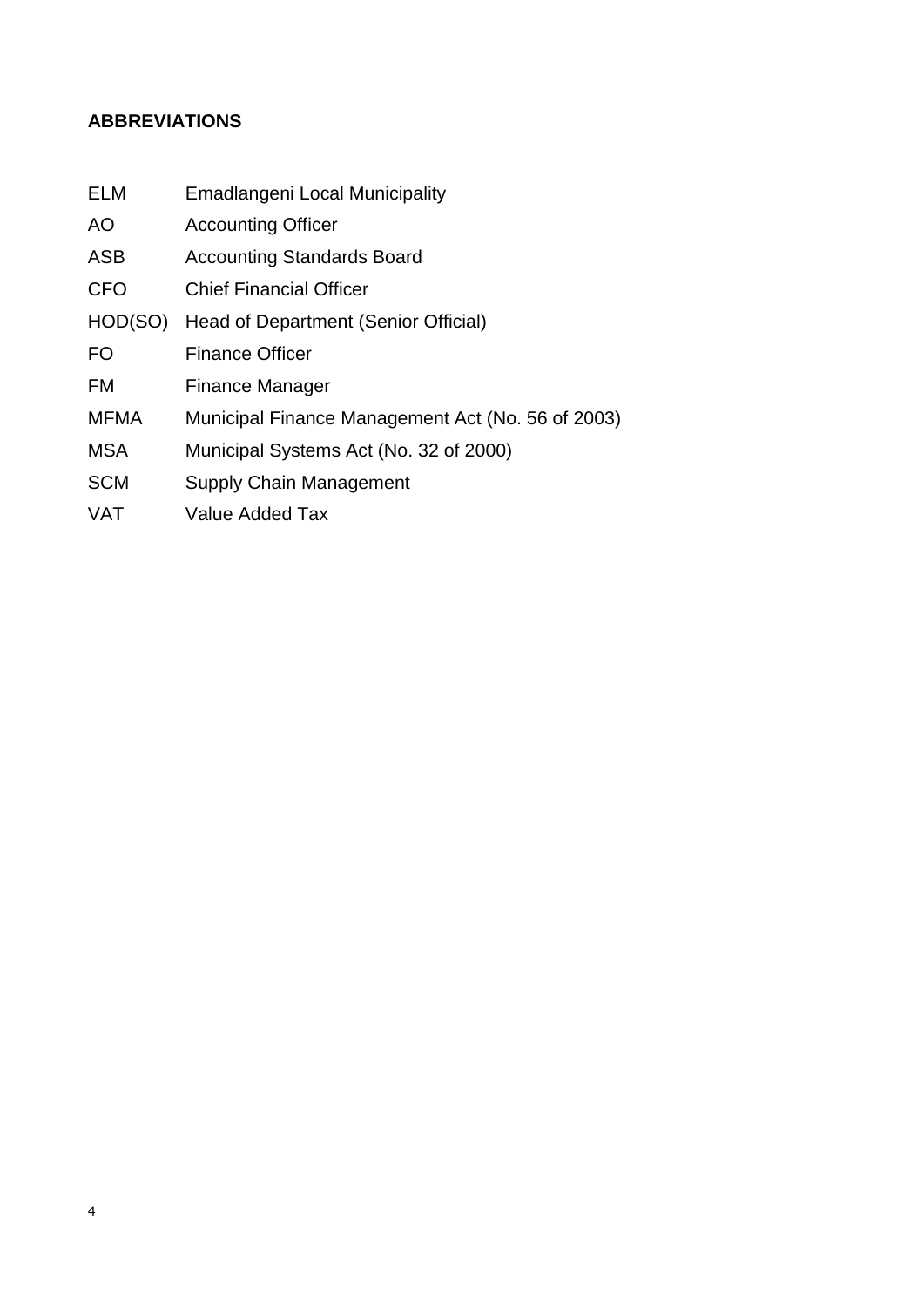## ABBREVIATIONS

| | |
|---|---|
| ELM | Emadlangeni Local Municipality |
| AO | Accounting Officer |
| ASB | Accounting Standards Board |
| CFO | Chief Financial Officer |
| HOD(SO) | Head of Department (Senior Official) |
| FO | Finance Officer |
| FM | Finance Manager |
| MFMA | Municipal Finance Management Act (No. 56 of 2003) |
| MSA | Municipal Systems Act (No. 32 of 2000) |
| SCM | Supply Chain Management |
| VAT | Value Added Tax |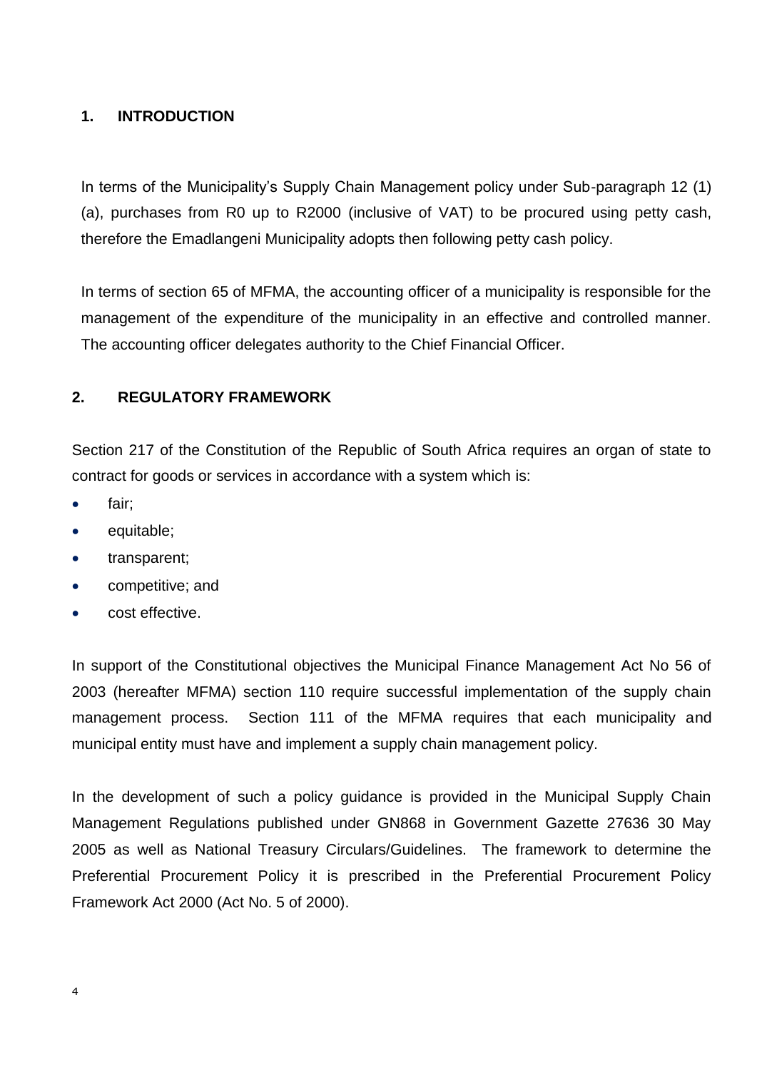## 1. INTRODUCTION

In terms of the Municipality's Supply Chain Management policy under Sub-paragraph 12 (1) (a), purchases from R0 up to R2000 (inclusive of VAT) to be procured using petty cash, therefore the Emadlangeni Municipality adopts then following petty cash policy.

In terms of section 65 of MFMA, the accounting officer of a municipality is responsible for the management of the expenditure of the municipality in an effective and controlled manner. The accounting officer delegates authority to the Chief Financial Officer.

## 2. REGULATORY FRAMEWORK

Section 217 of the Constitution of the Republic of South Africa requires an organ of state to contract for goods or services in accordance with a system which is:

- fair;
- equitable;
- transparent;
- competitive; and
- cost effective.

In support of the Constitutional objectives the Municipal Finance Management Act No 56 of 2003 (hereafter MFMA) section 110 require successful implementation of the supply chain management process. Section 111 of the MFMA requires that each municipality and municipal entity must have and implement a supply chain management policy.

In the development of such a policy guidance is provided in the Municipal Supply Chain Management Regulations published under GN868 in Government Gazette 27636 30 May 2005 as well as National Treasury Circulars/Guidelines. The framework to determine the Preferential Procurement Policy it is prescribed in the Preferential Procurement Policy Framework Act 2000 (Act No. 5 of 2000).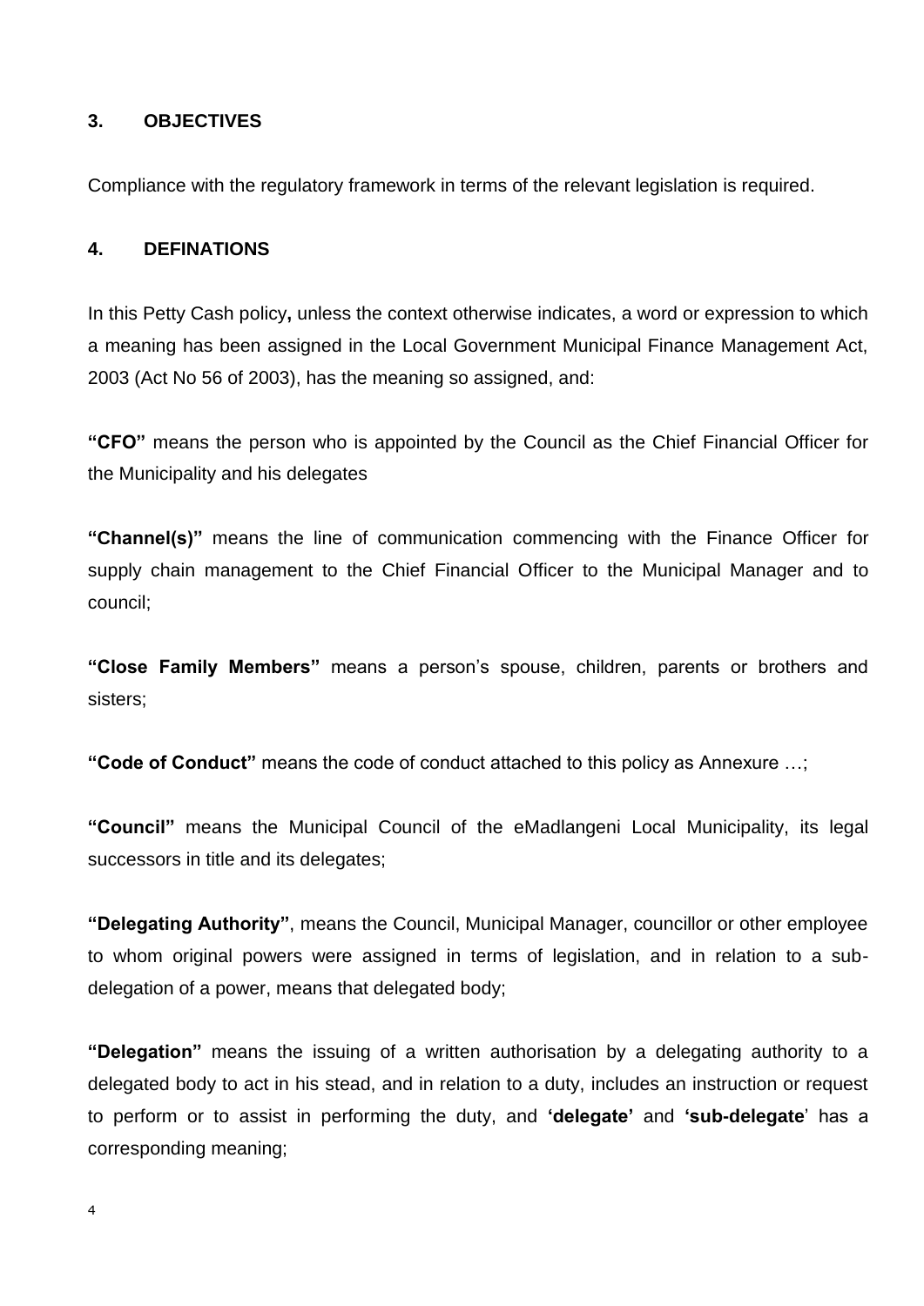## 3. OBJECTIVES

Compliance with the regulatory framework in terms of the relevant legislation is required.

## 4. DEFINATIONS

In this Petty Cash policy**,** unless the context otherwise indicates, a word or expression to which a meaning has been assigned in the Local Government Municipal Finance Management Act, 2003 (Act No 56 of 2003), has the meaning so assigned, and:

**"CFO"** means the person who is appointed by the Council as the Chief Financial Officer for the Municipality and his delegates

**"Channel(s)"** means the line of communication commencing with the Finance Officer for supply chain management to the Chief Financial Officer to the Municipal Manager and to council;

**"Close Family Members"** means a person's spouse, children, parents or brothers and sisters;

**"Code of Conduct"** means the code of conduct attached to this policy as Annexure …;

**"Council"** means the Municipal Council of the eMadlangeni Local Municipality, its legal successors in title and its delegates;

**"Delegating Authority"**, means the Council, Municipal Manager, councillor or other employee to whom original powers were assigned in terms of legislation, and in relation to a sub-delegation of a power, means that delegated body;

**"Delegation"** means the issuing of a written authorisation by a delegating authority to a delegated body to act in his stead, and in relation to a duty, includes an instruction or request to perform or to assist in performing the duty, and **'delegate'** and **'sub-delegate'** has a corresponding meaning;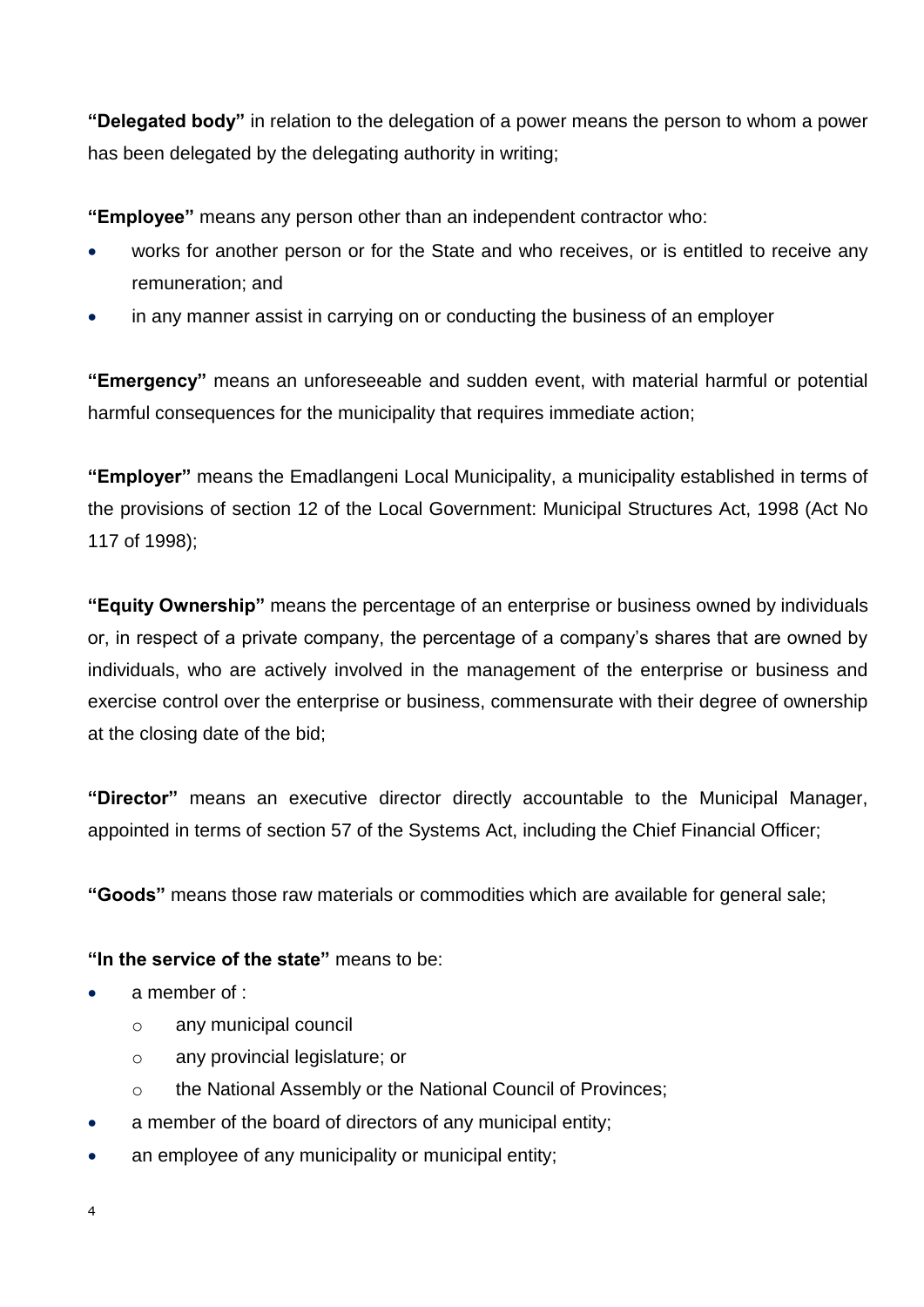**"Delegated body"** in relation to the delegation of a power means the person to whom a power has been delegated by the delegating authority in writing;

**"Employee"** means any person other than an independent contractor who:

- works for another person or for the State and who receives, or is entitled to receive any remuneration; and
- in any manner assist in carrying on or conducting the business of an employer

**"Emergency"** means an unforeseeable and sudden event, with material harmful or potential harmful consequences for the municipality that requires immediate action;

**"Employer"** means the Emadlangeni Local Municipality, a municipality established in terms of the provisions of section 12 of the Local Government: Municipal Structures Act, 1998 (Act No 117 of 1998);

**"Equity Ownership"** means the percentage of an enterprise or business owned by individuals or, in respect of a private company, the percentage of a company's shares that are owned by individuals, who are actively involved in the management of the enterprise or business and exercise control over the enterprise or business, commensurate with their degree of ownership at the closing date of the bid;

**"Director"** means an executive director directly accountable to the Municipal Manager, appointed in terms of section 57 of the Systems Act, including the Chief Financial Officer;

**"Goods"** means those raw materials or commodities which are available for general sale;

**"In the service of the state"** means to be:

- a member of :
  - any municipal council
  - any provincial legislature; or
  - the National Assembly or the National Council of Provinces;
- a member of the board of directors of any municipal entity;
- an employee of any municipality or municipal entity;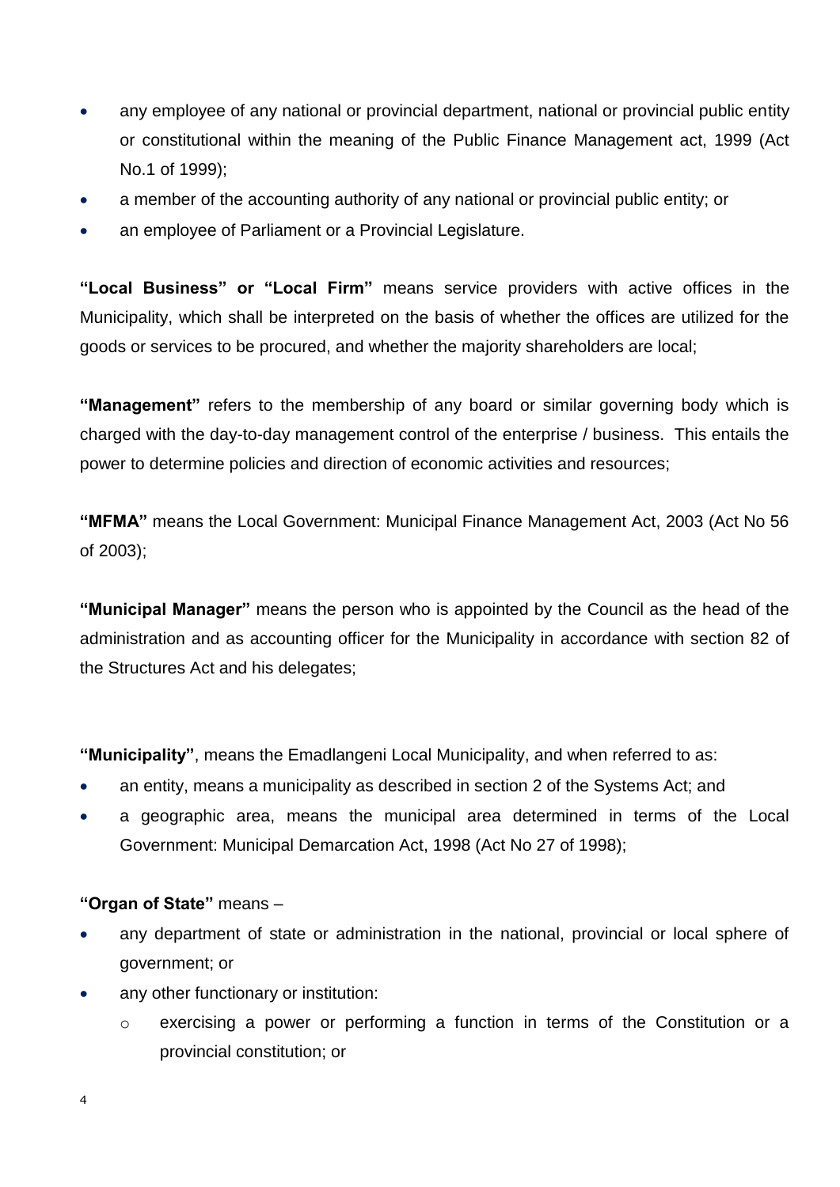- any employee of any national or provincial department, national or provincial public entity or constitutional within the meaning of the Public Finance Management act, 1999 (Act No.1 of 1999);
- a member of the accounting authority of any national or provincial public entity; or
- an employee of Parliament or a Provincial Legislature.

**"Local Business" or "Local Firm"** means service providers with active offices in the Municipality, which shall be interpreted on the basis of whether the offices are utilized for the goods or services to be procured, and whether the majority shareholders are local;

**"Management"** refers to the membership of any board or similar governing body which is charged with the day-to-day management control of the enterprise / business. This entails the power to determine policies and direction of economic activities and resources;

**"MFMA"** means the Local Government: Municipal Finance Management Act, 2003 (Act No 56 of 2003);

**"Municipal Manager"** means the person who is appointed by the Council as the head of the administration and as accounting officer for the Municipality in accordance with section 82 of the Structures Act and his delegates;

**"Municipality"**, means the Emadlangeni Local Municipality, and when referred to as:

- an entity, means a municipality as described in section 2 of the Systems Act; and
- a geographic area, means the municipal area determined in terms of the Local Government: Municipal Demarcation Act, 1998 (Act No 27 of 1998);

**"Organ of State"** means –

- any department of state or administration in the national, provincial or local sphere of government; or
- any other functionary or institution:
  - exercising a power or performing a function in terms of the Constitution or a provincial constitution; or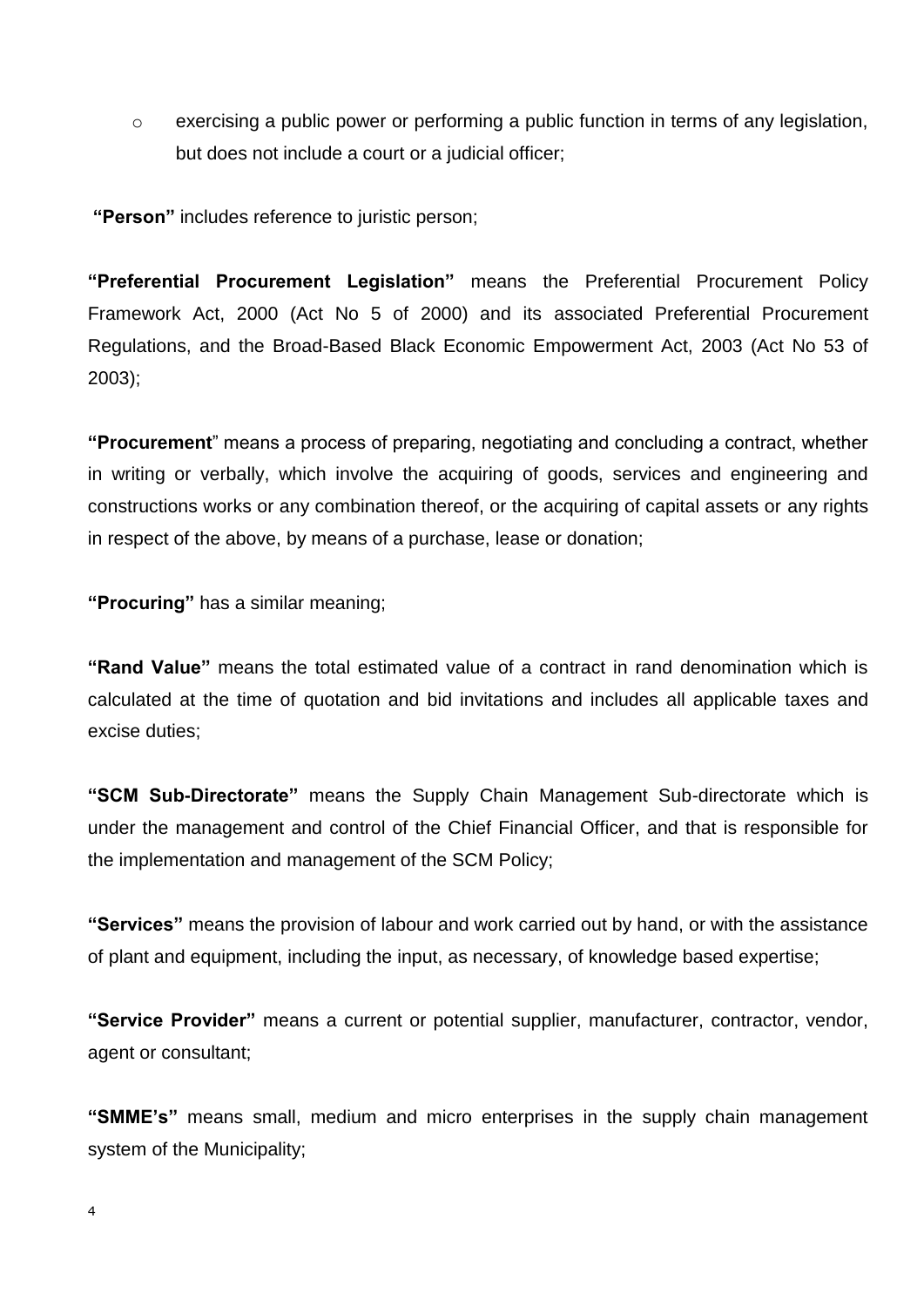- exercising a public power or performing a public function in terms of any legislation, but does not include a court or a judicial officer;

**"Person"** includes reference to juristic person;

**"Preferential Procurement Legislation"** means the Preferential Procurement Policy Framework Act, 2000 (Act No 5 of 2000) and its associated Preferential Procurement Regulations, and the Broad-Based Black Economic Empowerment Act, 2003 (Act No 53 of 2003);

**"Procurement**" means a process of preparing, negotiating and concluding a contract, whether in writing or verbally, which involve the acquiring of goods, services and engineering and constructions works or any combination thereof, or the acquiring of capital assets or any rights in respect of the above, by means of a purchase, lease or donation;

**"Procuring"** has a similar meaning;

**"Rand Value"** means the total estimated value of a contract in rand denomination which is calculated at the time of quotation and bid invitations and includes all applicable taxes and excise duties;

**"SCM Sub-Directorate"** means the Supply Chain Management Sub-directorate which is under the management and control of the Chief Financial Officer, and that is responsible for the implementation and management of the SCM Policy;

**"Services"** means the provision of labour and work carried out by hand, or with the assistance of plant and equipment, including the input, as necessary, of knowledge based expertise;

**"Service Provider"** means a current or potential supplier, manufacturer, contractor, vendor, agent or consultant;

**"SMME's"** means small, medium and micro enterprises in the supply chain management system of the Municipality;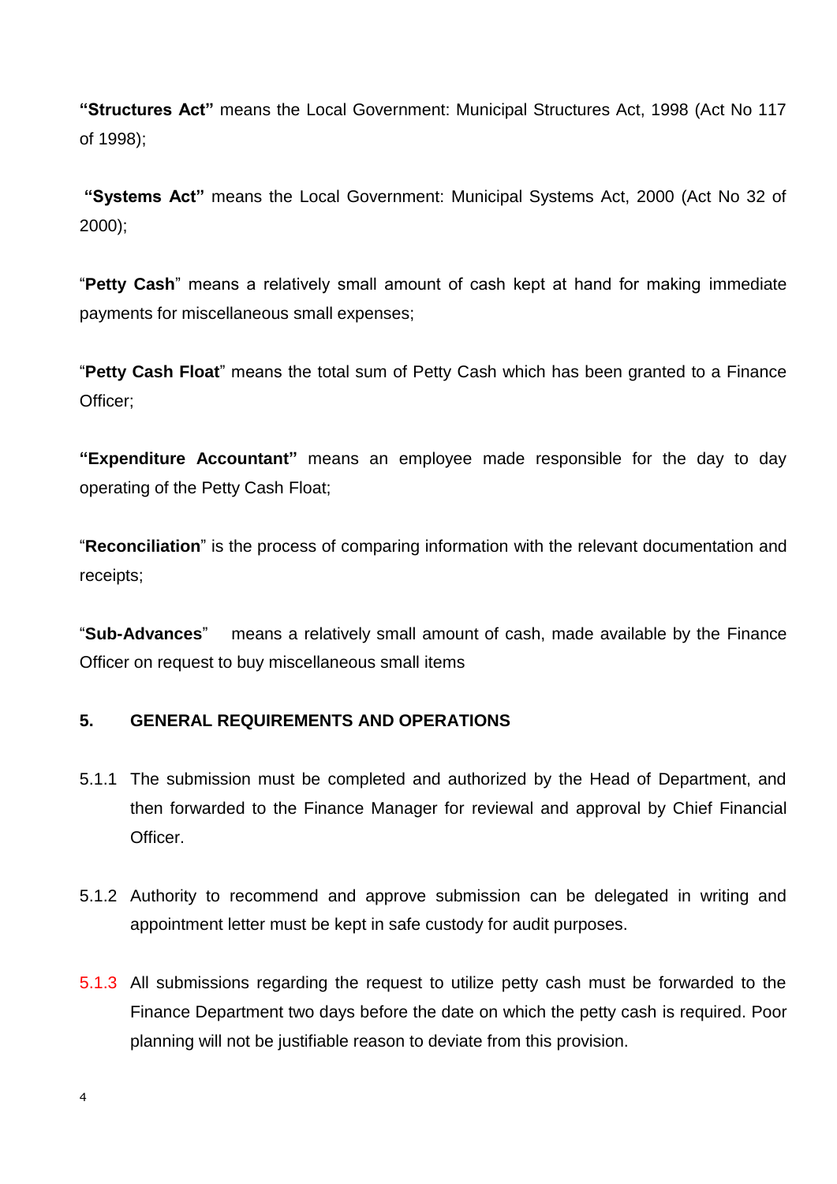**"Structures Act"** means the Local Government: Municipal Structures Act, 1998 (Act No 117 of 1998);

**"Systems Act"** means the Local Government: Municipal Systems Act, 2000 (Act No 32 of 2000);

"**Petty Cash**" means a relatively small amount of cash kept at hand for making immediate payments for miscellaneous small expenses;

"**Petty Cash Float**" means the total sum of Petty Cash which has been granted to a Finance Officer;

**"Expenditure Accountant"** means an employee made responsible for the day to day operating of the Petty Cash Float;

"**Reconciliation**" is the process of comparing information with the relevant documentation and receipts;

"**Sub-Advances**" means a relatively small amount of cash, made available by the Finance Officer on request to buy miscellaneous small items

## 5. GENERAL REQUIREMENTS AND OPERATIONS

5.1.1 The submission must be completed and authorized by the Head of Department, and then forwarded to the Finance Manager for reviewal and approval by Chief Financial Officer.

5.1.2 Authority to recommend and approve submission can be delegated in writing and appointment letter must be kept in safe custody for audit purposes.

5.1.3 All submissions regarding the request to utilize petty cash must be forwarded to the Finance Department two days before the date on which the petty cash is required. Poor planning will not be justifiable reason to deviate from this provision.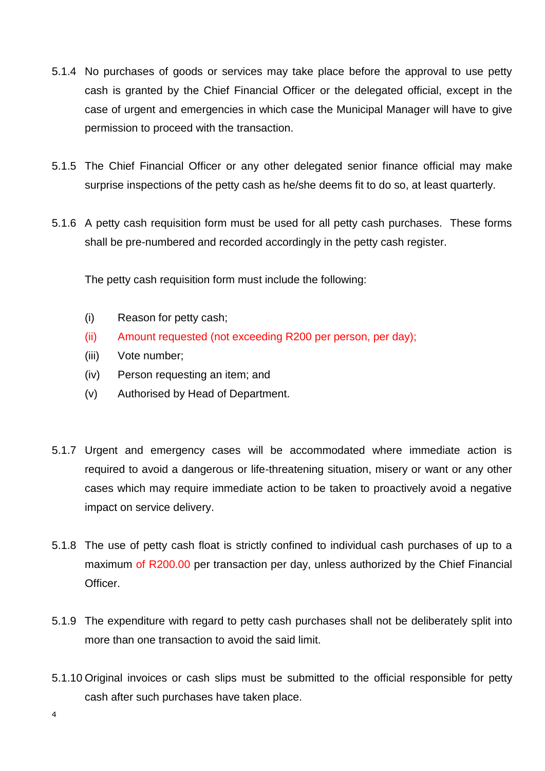5.1.4 No purchases of goods or services may take place before the approval to use petty cash is granted by the Chief Financial Officer or the delegated official, except in the case of urgent and emergencies in which case the Municipal Manager will have to give permission to proceed with the transaction.

5.1.5 The Chief Financial Officer or any other delegated senior finance official may make surprise inspections of the petty cash as he/she deems fit to do so, at least quarterly.

5.1.6 A petty cash requisition form must be used for all petty cash purchases. These forms shall be pre-numbered and recorded accordingly in the petty cash register.

The petty cash requisition form must include the following:

(i) Reason for petty cash;

(ii) Amount requested (not exceeding R200 per person, per day);

(iii) Vote number;

(iv) Person requesting an item; and

(v) Authorised by Head of Department.

5.1.7 Urgent and emergency cases will be accommodated where immediate action is required to avoid a dangerous or life-threatening situation, misery or want or any other cases which may require immediate action to be taken to proactively avoid a negative impact on service delivery.

5.1.8 The use of petty cash float is strictly confined to individual cash purchases of up to a maximum of R200.00 per transaction per day, unless authorized by the Chief Financial Officer.

5.1.9 The expenditure with regard to petty cash purchases shall not be deliberately split into more than one transaction to avoid the said limit.

5.1.10 Original invoices or cash slips must be submitted to the official responsible for petty cash after such purchases have taken place.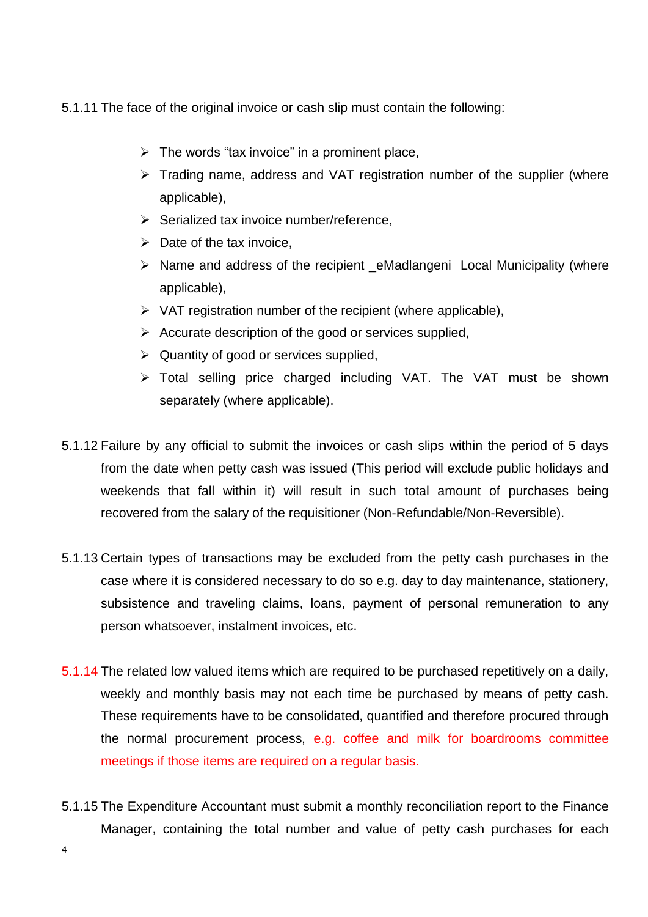5.1.11 The face of the original invoice or cash slip must contain the following:

- The words "tax invoice" in a prominent place,
- Trading name, address and VAT registration number of the supplier (where applicable),
- Serialized tax invoice number/reference,
- Date of the tax invoice,
- Name and address of the recipient _eMadlangeni Local Municipality (where applicable),
- VAT registration number of the recipient (where applicable),
- Accurate description of the good or services supplied,
- Quantity of good or services supplied,
- Total selling price charged including VAT. The VAT must be shown separately (where applicable).

5.1.12 Failure by any official to submit the invoices or cash slips within the period of 5 days from the date when petty cash was issued (This period will exclude public holidays and weekends that fall within it) will result in such total amount of purchases being recovered from the salary of the requisitioner (Non-Refundable/Non-Reversible).

5.1.13 Certain types of transactions may be excluded from the petty cash purchases in the case where it is considered necessary to do so e.g. day to day maintenance, stationery, subsistence and traveling claims, loans, payment of personal remuneration to any person whatsoever, instalment invoices, etc.

5.1.14 The related low valued items which are required to be purchased repetitively on a daily, weekly and monthly basis may not each time be purchased by means of petty cash. These requirements have to be consolidated, quantified and therefore procured through the normal procurement process, e.g. coffee and milk for boardrooms committee meetings if those items are required on a regular basis.

5.1.15 The Expenditure Accountant must submit a monthly reconciliation report to the Finance Manager, containing the total number and value of petty cash purchases for each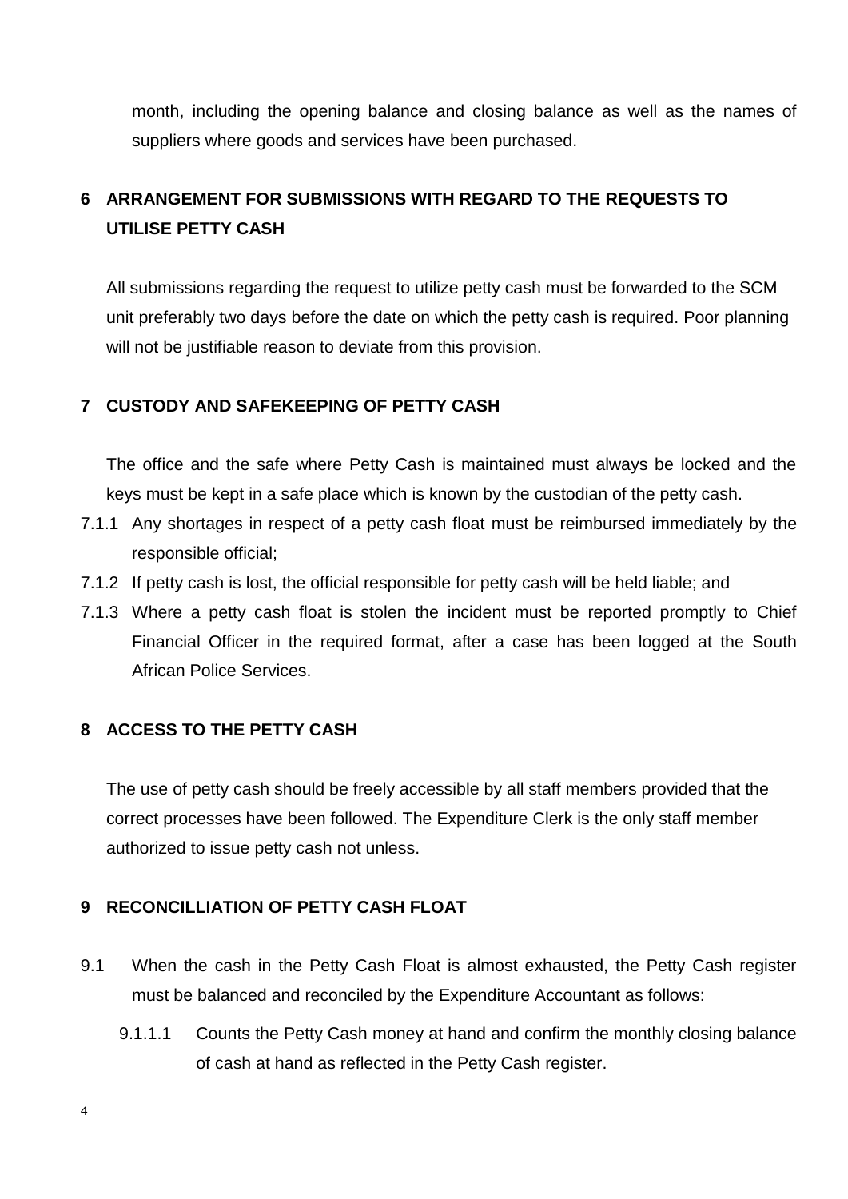month, including the opening balance and closing balance as well as the names of suppliers where goods and services have been purchased.

## 6 ARRANGEMENT FOR SUBMISSIONS WITH REGARD TO THE REQUESTS TO UTILISE PETTY CASH

All submissions regarding the request to utilize petty cash must be forwarded to the SCM unit preferably two days before the date on which the petty cash is required. Poor planning will not be justifiable reason to deviate from this provision.

## 7 CUSTODY AND SAFEKEEPING OF PETTY CASH

The office and the safe where Petty Cash is maintained must always be locked and the keys must be kept in a safe place which is known by the custodian of the petty cash.

7.1.1 Any shortages in respect of a petty cash float must be reimbursed immediately by the responsible official;

7.1.2 If petty cash is lost, the official responsible for petty cash will be held liable; and

7.1.3 Where a petty cash float is stolen the incident must be reported promptly to Chief Financial Officer in the required format, after a case has been logged at the South African Police Services.

## 8 ACCESS TO THE PETTY CASH

The use of petty cash should be freely accessible by all staff members provided that the correct processes have been followed. The Expenditure Clerk is the only staff member authorized to issue petty cash not unless.

## 9 RECONCILLIATION OF PETTY CASH FLOAT

9.1 When the cash in the Petty Cash Float is almost exhausted, the Petty Cash register must be balanced and reconciled by the Expenditure Accountant as follows:

9.1.1.1 Counts the Petty Cash money at hand and confirm the monthly closing balance of cash at hand as reflected in the Petty Cash register.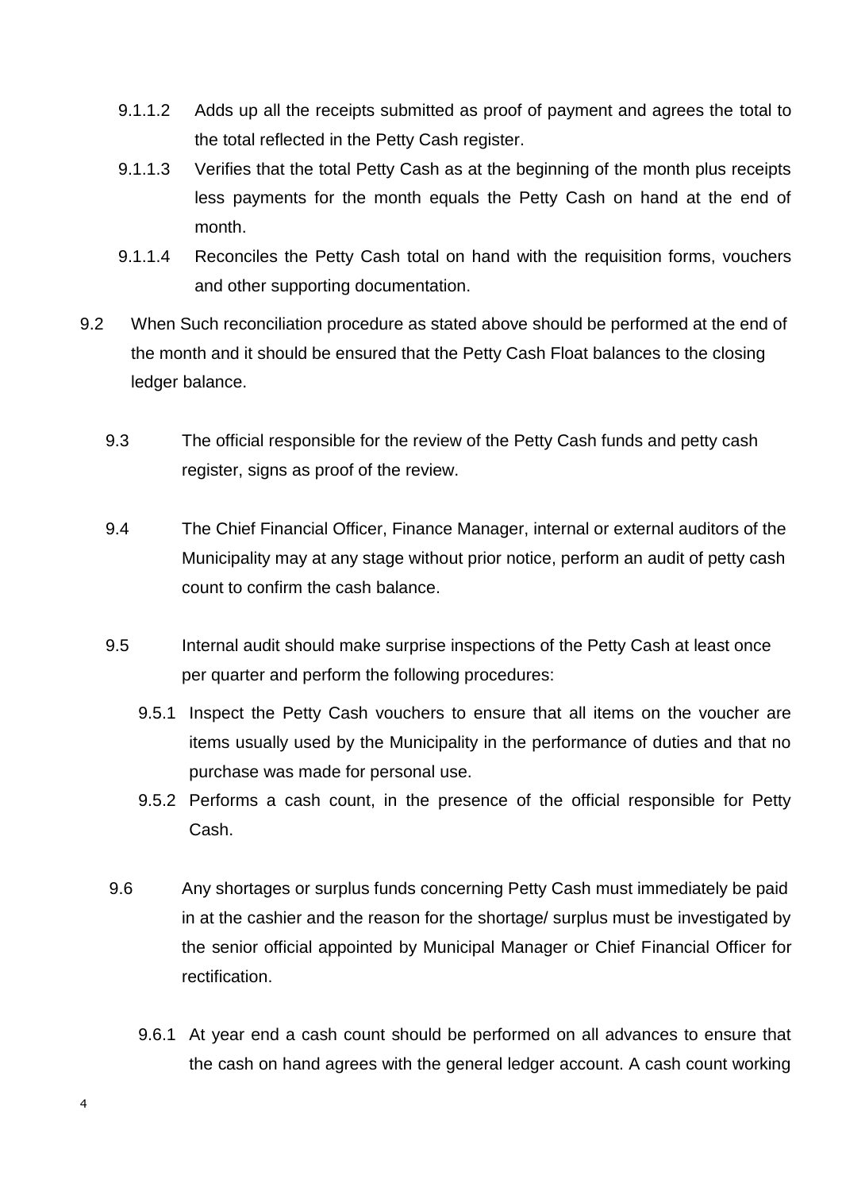9.1.1.2 Adds up all the receipts submitted as proof of payment and agrees the total to the total reflected in the Petty Cash register.

9.1.1.3 Verifies that the total Petty Cash as at the beginning of the month plus receipts less payments for the month equals the Petty Cash on hand at the end of month.

9.1.1.4 Reconciles the Petty Cash total on hand with the requisition forms, vouchers and other supporting documentation.

9.2 When Such reconciliation procedure as stated above should be performed at the end of the month and it should be ensured that the Petty Cash Float balances to the closing ledger balance.

9.3 The official responsible for the review of the Petty Cash funds and petty cash register, signs as proof of the review.

9.4 The Chief Financial Officer, Finance Manager, internal or external auditors of the Municipality may at any stage without prior notice, perform an audit of petty cash count to confirm the cash balance.

9.5 Internal audit should make surprise inspections of the Petty Cash at least once per quarter and perform the following procedures:

9.5.1 Inspect the Petty Cash vouchers to ensure that all items on the voucher are items usually used by the Municipality in the performance of duties and that no purchase was made for personal use.

9.5.2 Performs a cash count, in the presence of the official responsible for Petty Cash.

9.6 Any shortages or surplus funds concerning Petty Cash must immediately be paid in at the cashier and the reason for the shortage/ surplus must be investigated by the senior official appointed by Municipal Manager or Chief Financial Officer for rectification.

9.6.1 At year end a cash count should be performed on all advances to ensure that the cash on hand agrees with the general ledger account. A cash count working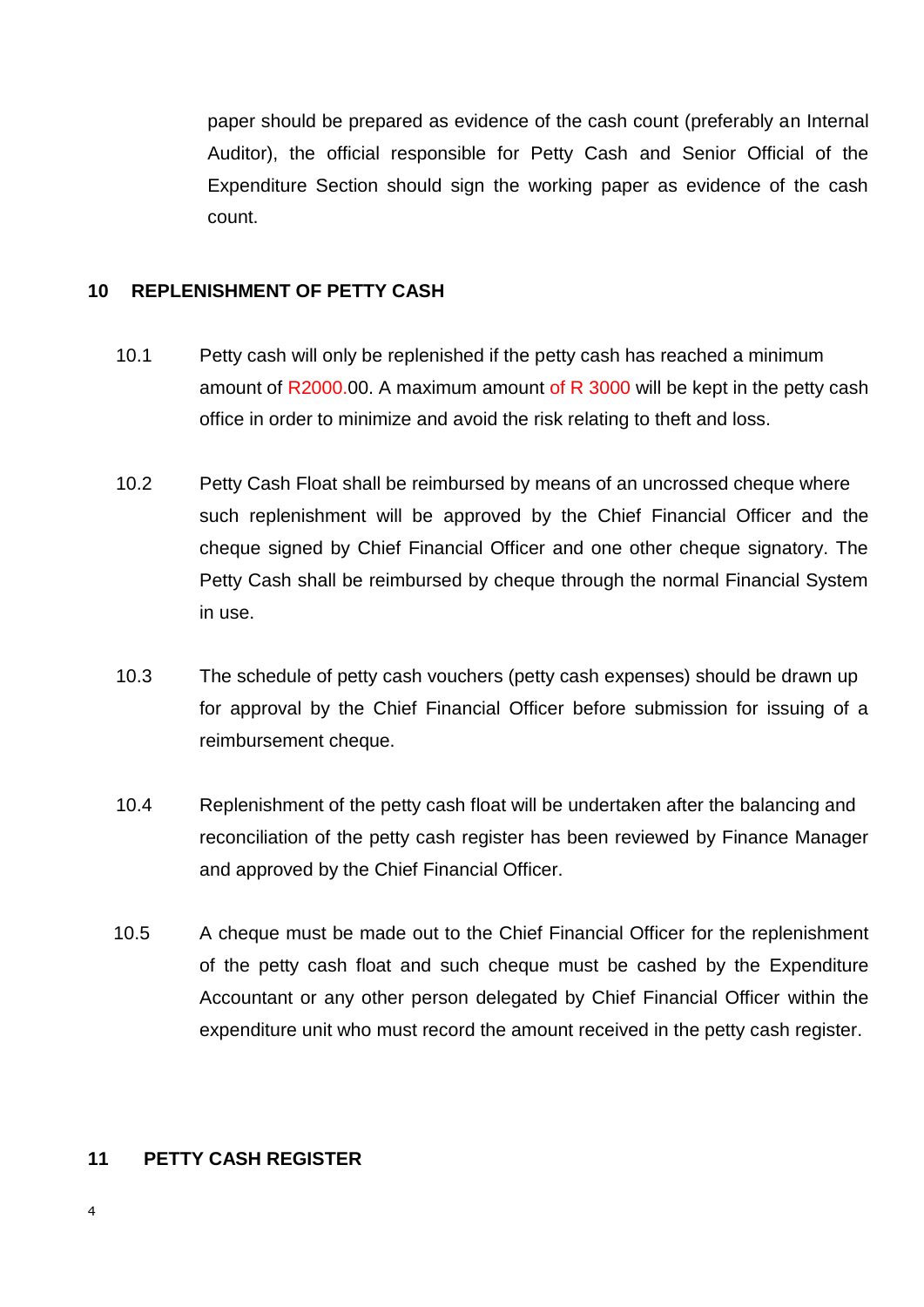paper should be prepared as evidence of the cash count (preferably an Internal Auditor), the official responsible for Petty Cash and Senior Official of the Expenditure Section should sign the working paper as evidence of the cash count.

## 10 REPLENISHMENT OF PETTY CASH

10.1 Petty cash will only be replenished if the petty cash has reached a minimum amount of R2000.00. A maximum amount of R 3000 will be kept in the petty cash office in order to minimize and avoid the risk relating to theft and loss.

10.2 Petty Cash Float shall be reimbursed by means of an uncrossed cheque where such replenishment will be approved by the Chief Financial Officer and the cheque signed by Chief Financial Officer and one other cheque signatory. The Petty Cash shall be reimbursed by cheque through the normal Financial System in use.

10.3 The schedule of petty cash vouchers (petty cash expenses) should be drawn up for approval by the Chief Financial Officer before submission for issuing of a reimbursement cheque.

10.4 Replenishment of the petty cash float will be undertaken after the balancing and reconciliation of the petty cash register has been reviewed by Finance Manager and approved by the Chief Financial Officer.

10.5 A cheque must be made out to the Chief Financial Officer for the replenishment of the petty cash float and such cheque must be cashed by the Expenditure Accountant or any other person delegated by Chief Financial Officer within the expenditure unit who must record the amount received in the petty cash register.

## 11 PETTY CASH REGISTER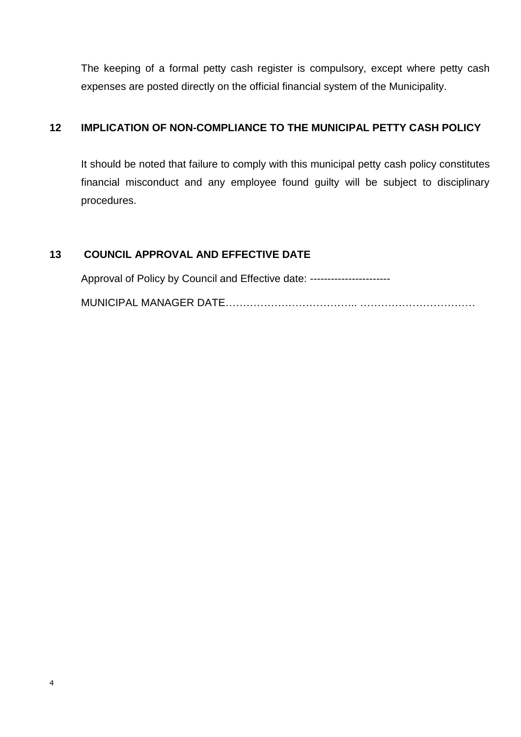The keeping of a formal petty cash register is compulsory, except where petty cash expenses are posted directly on the official financial system of the Municipality.

## 12 IMPLICATION OF NON-COMPLIANCE TO THE MUNICIPAL PETTY CASH POLICY

It should be noted that failure to comply with this municipal petty cash policy constitutes financial misconduct and any employee found guilty will be subject to disciplinary procedures.

## 13 COUNCIL APPROVAL AND EFFECTIVE DATE

Approval of Policy by Council and Effective date: -----------------------

MUNICIPAL MANAGER DATE……………………………….. ……………………………